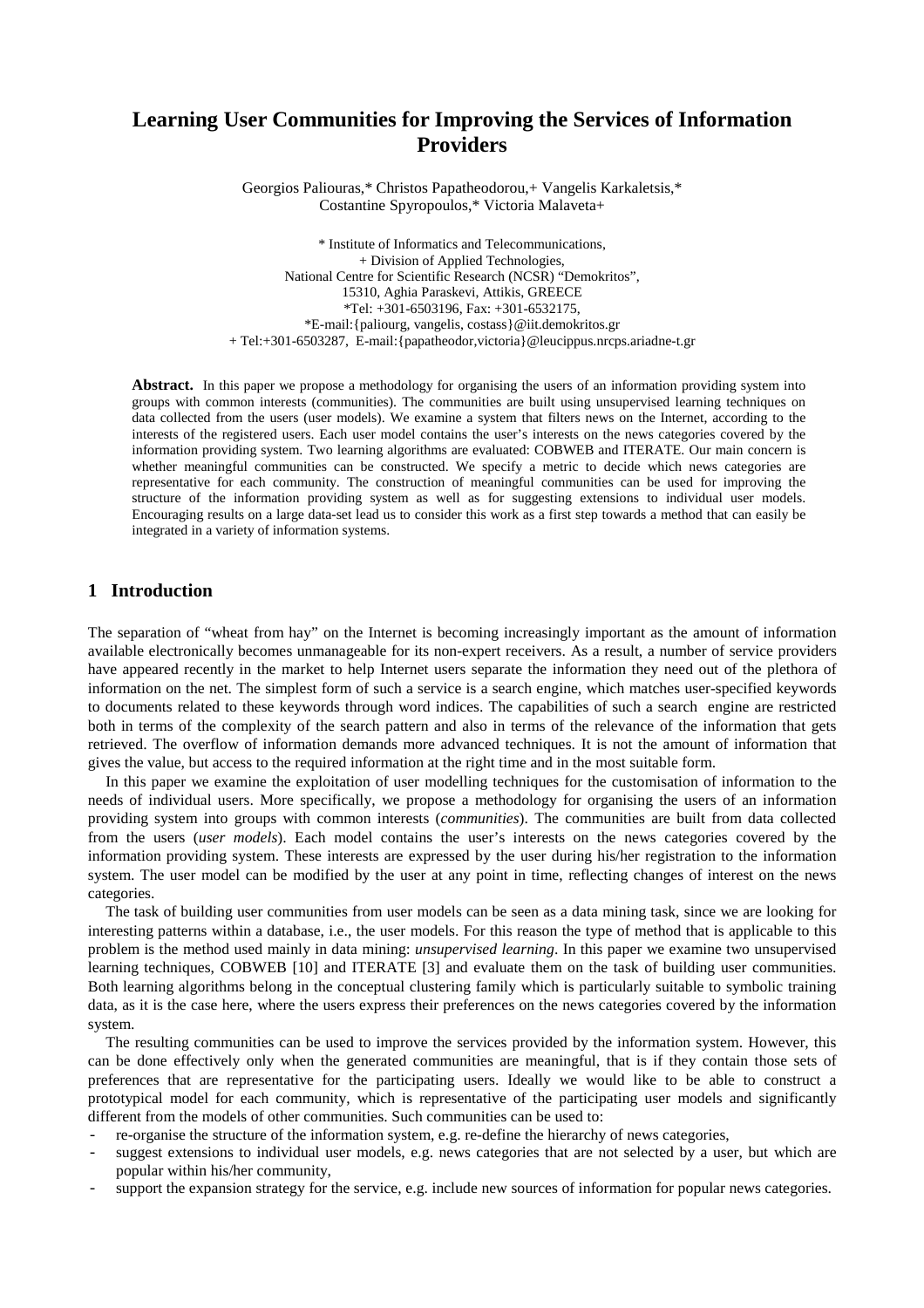# Learning User Communities for Improving the Services of Information Providers

Georgios Paliouras,* Christos Papatheodorou,+ Vangelis Karkaletsis,*
Costantine Spyropoulos,* Victoria Malaveta+

\* Institute of Informatics and Telecommunications,
+ Division of Applied Technologies,
National Centre for Scientific Research (NCSR) "Demokritos",
15310, Aghia Paraskevi, Attikis, GREECE
*Tel: +301-6503196, Fax: +301-6532175,
*E-mail:{paliourg, vangelis, costass}@iit.demokritos.gr
+ Tel:+301-6503287, E-mail:{papatheodor,victoria}@leucippus.nrcps.ariadne-t.gr

**Abstract.** In this paper we propose a methodology for organising the users of an information providing system into groups with common interests (communities). The communities are built using unsupervised learning techniques on data collected from the users (user models). We examine a system that filters news on the Internet, according to the interests of the registered users. Each user model contains the user's interests on the news categories covered by the information providing system. Two learning algorithms are evaluated: COBWEB and ITERATE. Our main concern is whether meaningful communities can be constructed. We specify a metric to decide which news categories are representative for each community. The construction of meaningful communities can be used for improving the structure of the information providing system as well as for suggesting extensions to individual user models. Encouraging results on a large data-set lead us to consider this work as a first step towards a method that can easily be integrated in a variety of information systems.

## 1 Introduction

The separation of "wheat from hay" on the Internet is becoming increasingly important as the amount of information available electronically becomes unmanageable for its non-expert receivers. As a result, a number of service providers have appeared recently in the market to help Internet users separate the information they need out of the plethora of information on the net. The simplest form of such a service is a search engine, which matches user-specified keywords to documents related to these keywords through word indices. The capabilities of such a search engine are restricted both in terms of the complexity of the search pattern and also in terms of the relevance of the information that gets retrieved. The overflow of information demands more advanced techniques. It is not the amount of information that gives the value, but access to the required information at the right time and in the most suitable form.

In this paper we examine the exploitation of user modelling techniques for the customisation of information to the needs of individual users. More specifically, we propose a methodology for organising the users of an information providing system into groups with common interests (*communities*). The communities are built from data collected from the users (*user models*). Each model contains the user's interests on the news categories covered by the information providing system. These interests are expressed by the user during his/her registration to the information system. The user model can be modified by the user at any point in time, reflecting changes of interest on the news categories.

The task of building user communities from user models can be seen as a data mining task, since we are looking for interesting patterns within a database, i.e., the user models. For this reason the type of method that is applicable to this problem is the method used mainly in data mining: *unsupervised learning*. In this paper we examine two unsupervised learning techniques, COBWEB [10] and ITERATE [3] and evaluate them on the task of building user communities. Both learning algorithms belong in the conceptual clustering family which is particularly suitable to symbolic training data, as it is the case here, where the users express their preferences on the news categories covered by the information system.

The resulting communities can be used to improve the services provided by the information system. However, this can be done effectively only when the generated communities are meaningful, that is if they contain those sets of preferences that are representative for the participating users. Ideally we would like to be able to construct a prototypical model for each community, which is representative of the participating user models and significantly different from the models of other communities. Such communities can be used to:

- re-organise the structure of the information system, e.g. re-define the hierarchy of news categories,
- suggest extensions to individual user models, e.g. news categories that are not selected by a user, but which are popular within his/her community,
- support the expansion strategy for the service, e.g. include new sources of information for popular news categories.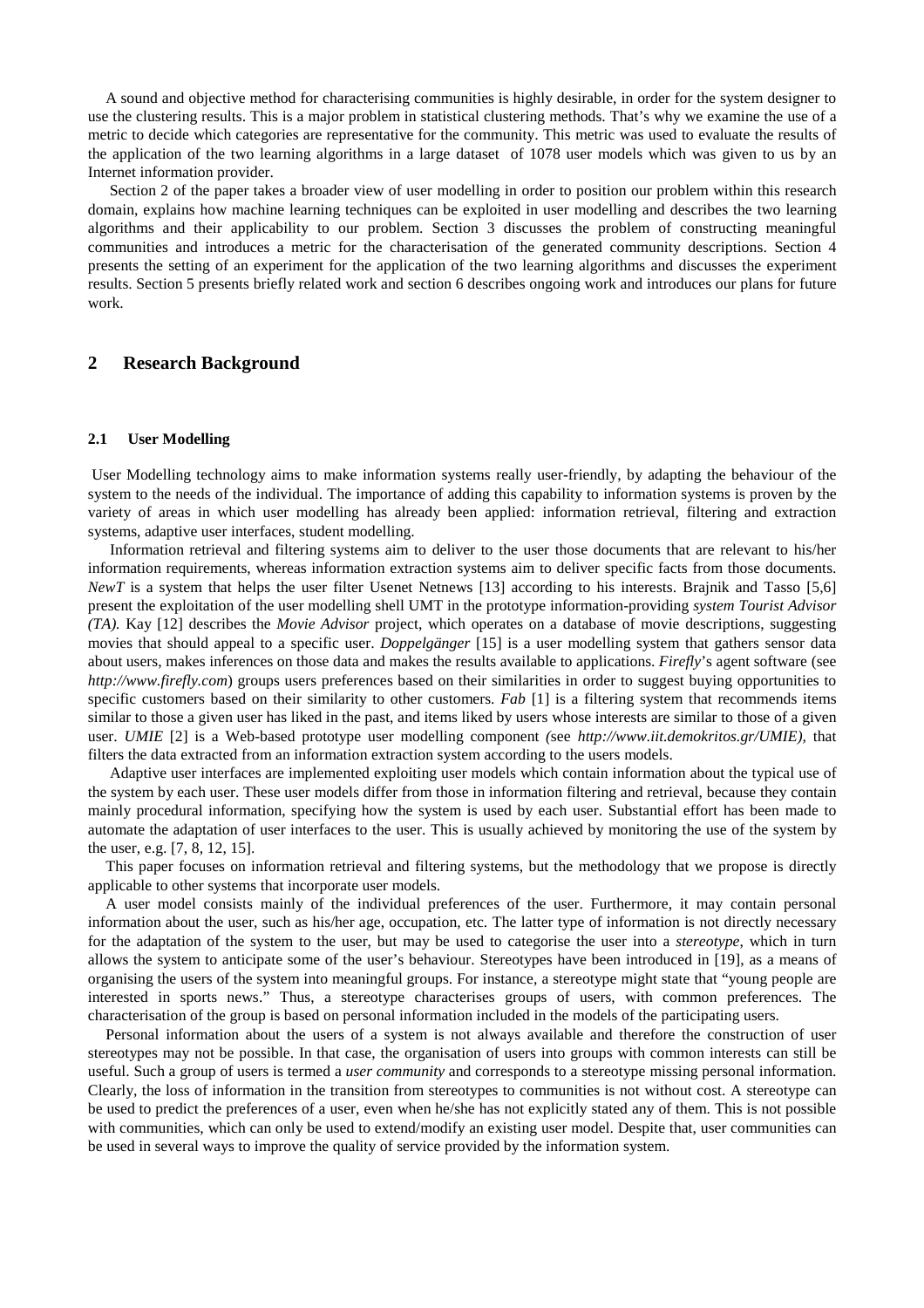A sound and objective method for characterising communities is highly desirable, in order for the system designer to use the clustering results. This is a major problem in statistical clustering methods. That's why we examine the use of a metric to decide which categories are representative for the community. This metric was used to evaluate the results of the application of the two learning algorithms in a large dataset of 1078 user models which was given to us by an Internet information provider.

Section 2 of the paper takes a broader view of user modelling in order to position our problem within this research domain, explains how machine learning techniques can be exploited in user modelling and describes the two learning algorithms and their applicability to our problem. Section 3 discusses the problem of constructing meaningful communities and introduces a metric for the characterisation of the generated community descriptions. Section 4 presents the setting of an experiment for the application of the two learning algorithms and discusses the experiment results. Section 5 presents briefly related work and section 6 describes ongoing work and introduces our plans for future work.

## 2 Research Background

### 2.1 User Modelling

User Modelling technology aims to make information systems really user-friendly, by adapting the behaviour of the system to the needs of the individual. The importance of adding this capability to information systems is proven by the variety of areas in which user modelling has already been applied: information retrieval, filtering and extraction systems, adaptive user interfaces, student modelling.

Information retrieval and filtering systems aim to deliver to the user those documents that are relevant to his/her information requirements, whereas information extraction systems aim to deliver specific facts from those documents. *NewT* is a system that helps the user filter Usenet Netnews [13] according to his interests. Brajnik and Tasso [5,6] present the exploitation of the user modelling shell UMT in the prototype information-providing *system Tourist Advisor (TA).* Kay [12] describes the *Movie Advisor* project, which operates on a database of movie descriptions, suggesting movies that should appeal to a specific user. *Doppelgänger* [15] is a user modelling system that gathers sensor data about users, makes inferences on those data and makes the results available to applications. *Firefly*'s agent software (see *http://www.firefly.com*) groups users preferences based on their similarities in order to suggest buying opportunities to specific customers based on their similarity to other customers. *Fab* [1] is a filtering system that recommends items similar to those a given user has liked in the past, and items liked by users whose interests are similar to those of a given user. *UMIE* [2] is a Web-based prototype user modelling component (see *http://www.iit.demokritos.gr/UMIE)*, that filters the data extracted from an information extraction system according to the users models.

Adaptive user interfaces are implemented exploiting user models which contain information about the typical use of the system by each user. These user models differ from those in information filtering and retrieval, because they contain mainly procedural information, specifying how the system is used by each user. Substantial effort has been made to automate the adaptation of user interfaces to the user. This is usually achieved by monitoring the use of the system by the user, e.g. [7, 8, 12, 15].

This paper focuses on information retrieval and filtering systems, but the methodology that we propose is directly applicable to other systems that incorporate user models.

A user model consists mainly of the individual preferences of the user. Furthermore, it may contain personal information about the user, such as his/her age, occupation, etc. The latter type of information is not directly necessary for the adaptation of the system to the user, but may be used to categorise the user into a *stereotype*, which in turn allows the system to anticipate some of the user's behaviour. Stereotypes have been introduced in [19], as a means of organising the users of the system into meaningful groups. For instance, a stereotype might state that "young people are interested in sports news." Thus, a stereotype characterises groups of users, with common preferences. The characterisation of the group is based on personal information included in the models of the participating users.

Personal information about the users of a system is not always available and therefore the construction of user stereotypes may not be possible. In that case, the organisation of users into groups with common interests can still be useful. Such a group of users is termed a *user community* and corresponds to a stereotype missing personal information. Clearly, the loss of information in the transition from stereotypes to communities is not without cost. A stereotype can be used to predict the preferences of a user, even when he/she has not explicitly stated any of them. This is not possible with communities, which can only be used to extend/modify an existing user model. Despite that, user communities can be used in several ways to improve the quality of service provided by the information system.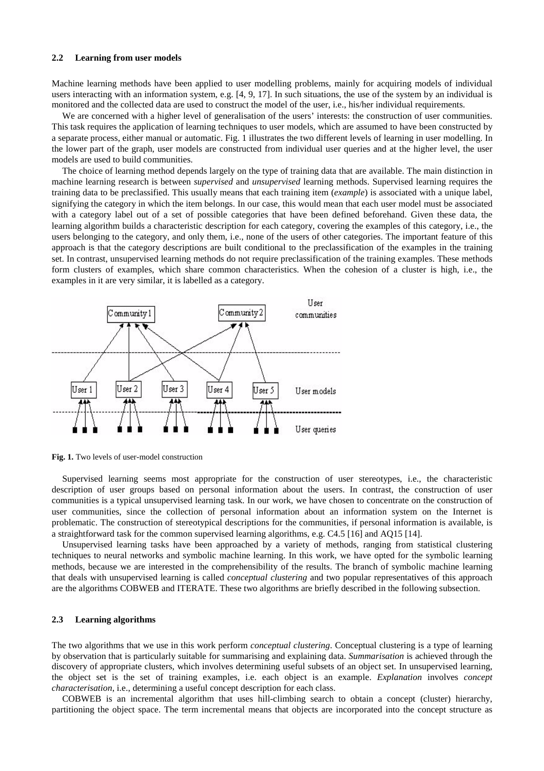### 2.2 Learning from user models

Machine learning methods have been applied to user modelling problems, mainly for acquiring models of individual users interacting with an information system, e.g. [4, 9, 17]. In such situations, the use of the system by an individual is monitored and the collected data are used to construct the model of the user, i.e., his/her individual requirements.

We are concerned with a higher level of generalisation of the users' interests: the construction of user communities. This task requires the application of learning techniques to user models, which are assumed to have been constructed by a separate process, either manual or automatic. Fig. 1 illustrates the two different levels of learning in user modelling. In the lower part of the graph, user models are constructed from individual user queries and at the higher level, the user models are used to build communities.

The choice of learning method depends largely on the type of training data that are available. The main distinction in machine learning research is between *supervised* and *unsupervised* learning methods. Supervised learning requires the training data to be preclassified. This usually means that each training item (*example*) is associated with a unique label, signifying the category in which the item belongs. In our case, this would mean that each user model must be associated with a category label out of a set of possible categories that have been defined beforehand. Given these data, the learning algorithm builds a characteristic description for each category, covering the examples of this category, i.e., the users belonging to the category, and only them, i.e., none of the users of other categories. The important feature of this approach is that the category descriptions are built conditional to the preclassification of the examples in the training set. In contrast, unsupervised learning methods do not require preclassification of the training examples. These methods form clusters of examples, which share common characteristics. When the cohesion of a cluster is high, i.e., the examples in it are very similar, it is labelled as a category.

**Fig. 1.** Two levels of user-model construction

Supervised learning seems most appropriate for the construction of user stereotypes, i.e., the characteristic description of user groups based on personal information about the users. In contrast, the construction of user communities is a typical unsupervised learning task. In our work, we have chosen to concentrate on the construction of user communities, since the collection of personal information about an information system on the Internet is problematic. The construction of stereotypical descriptions for the communities, if personal information is available, is a straightforward task for the common supervised learning algorithms, e.g. C4.5 [16] and AQ15 [14].

Unsupervised learning tasks have been approached by a variety of methods, ranging from statistical clustering techniques to neural networks and symbolic machine learning. In this work, we have opted for the symbolic learning methods, because we are interested in the comprehensibility of the results. The branch of symbolic machine learning that deals with unsupervised learning is called *conceptual clustering* and two popular representatives of this approach are the algorithms COBWEB and ITERATE. These two algorithms are briefly described in the following subsection.

### 2.3 Learning algorithms

The two algorithms that we use in this work perform *conceptual clustering*. Conceptual clustering is a type of learning by observation that is particularly suitable for summarising and explaining data. *Summarisation* is achieved through the discovery of appropriate clusters, which involves determining useful subsets of an object set. In unsupervised learning, the object set is the set of training examples, i.e. each object is an example. *Explanation* involves *concept characterisation*, i.e., determining a useful concept description for each class.

COBWEB is an incremental algorithm that uses hill-climbing search to obtain a concept (cluster) hierarchy, partitioning the object space. The term incremental means that objects are incorporated into the concept structure as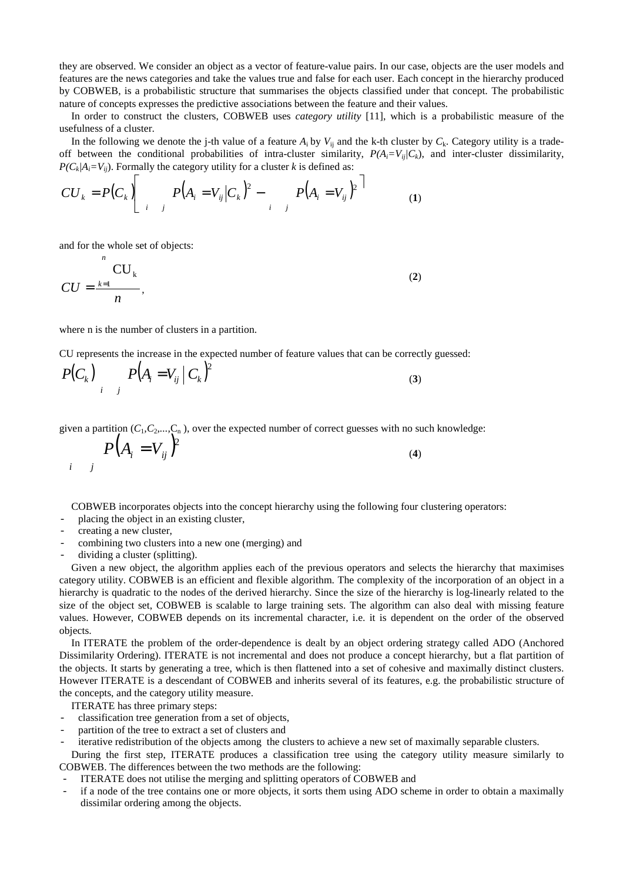they are observed. We consider an object as a vector of feature-value pairs. In our case, objects are the user models and features are the news categories and take the values true and false for each user. Each concept in the hierarchy produced by COBWEB, is a probabilistic structure that summarises the objects classified under that concept. The probabilistic nature of concepts expresses the predictive associations between the feature and their values.

In order to construct the clusters, COBWEB uses *category utility* [11], which is a probabilistic measure of the usefulness of a cluster.

In the following we denote the j-th value of a feature $A_i$ by $V_{ij}$ and the k-th cluster by $C_k$. Category utility is a trade-off between the conditional probabilities of intra-cluster similarity, $P(A_i=V_{ij}|C_k)$, and inter-cluster dissimilarity, $P(C_k|A_i=V_{ij})$. Formally the category utility for a cluster $k$ is defined as:

$$CU_k = P(C_k)\left[\sum_i \sum_j P(A_i = V_{ij}|C_k)^2 - \sum_i \sum_j P(A_i = V_{ij})^2\right] \quad (1)$$

and for the whole set of objects:

$$CU = \frac{\sum_{k=1}^{n} \mathrm{CU_k}}{n}, \quad (2)$$

where n is the number of clusters in a partition.

CU represents the increase in the expected number of feature values that can be correctly guessed:

$$P(C_k)\sum_i \sum_j P(A_i = V_{ij} \mid C_k)^2 \quad (3)$$

given a partition ($C_1$,$C_2$,...,$C_n$ ), over the expected number of correct guesses with no such knowledge:

$$\sum_i \sum_j P(A_i = V_{ij})^2 \quad (4)$$

COBWEB incorporates objects into the concept hierarchy using the following four clustering operators:

- placing the object in an existing cluster,
- creating a new cluster,
- combining two clusters into a new one (merging) and
- dividing a cluster (splitting).

Given a new object, the algorithm applies each of the previous operators and selects the hierarchy that maximises category utility. COBWEB is an efficient and flexible algorithm. The complexity of the incorporation of an object in a hierarchy is quadratic to the nodes of the derived hierarchy. Since the size of the hierarchy is log-linearly related to the size of the object set, COBWEB is scalable to large training sets. The algorithm can also deal with missing feature values. However, COBWEB depends on its incremental character, i.e. it is dependent on the order of the observed objects.

In ITERATE the problem of the order-dependence is dealt by an object ordering strategy called ADO (Anchored Dissimilarity Ordering). ITERATE is not incremental and does not produce a concept hierarchy, but a flat partition of the objects. It starts by generating a tree, which is then flattened into a set of cohesive and maximally distinct clusters. However ITERATE is a descendant of COBWEB and inherits several of its features, e.g. the probabilistic structure of the concepts, and the category utility measure.

ITERATE has three primary steps:

- classification tree generation from a set of objects,
- partition of the tree to extract a set of clusters and
- iterative redistribution of the objects among the clusters to achieve a new set of maximally separable clusters.

During the first step, ITERATE produces a classification tree using the category utility measure similarly to COBWEB. The differences between the two methods are the following:

- ITERATE does not utilise the merging and splitting operators of COBWEB and
- if a node of the tree contains one or more objects, it sorts them using ADO scheme in order to obtain a maximally dissimilar ordering among the objects.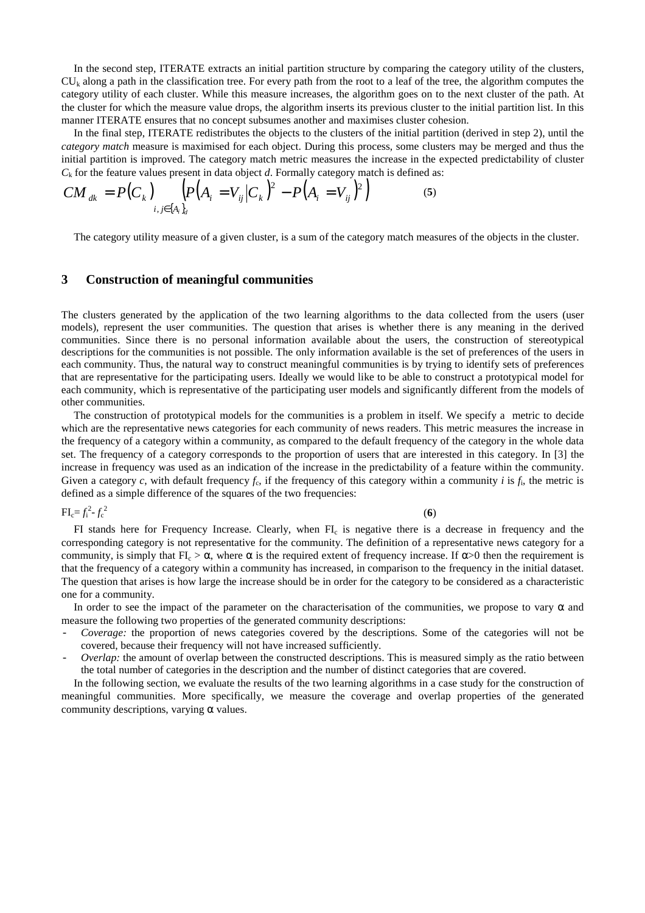In the second step, ITERATE extracts an initial partition structure by comparing the category utility of the clusters, $CU_k$ along a path in the classification tree. For every path from the root to a leaf of the tree, the algorithm computes the category utility of each cluster. While this measure increases, the algorithm goes on to the next cluster of the path. At the cluster for which the measure value drops, the algorithm inserts its previous cluster to the initial partition list. In this manner ITERATE ensures that no concept subsumes another and maximises cluster cohesion.

In the final step, ITERATE redistributes the objects to the clusters of the initial partition (derived in step 2), until the *category match* measure is maximised for each object. During this process, some clusters may be merged and thus the initial partition is improved. The category match metric measures the increase in the expected predictability of cluster $C_k$ for the feature values present in data object *d*. Formally category match is defined as:

$$CM_{dk} = P(C_k) \sum_{i,j \in \{A_i\}_d} \left( P\left(A_i = V_{ij} \middle| C_k\right)^2 - P\left(A_i = V_{ij}\right)^2 \right) \qquad \textbf{(5)}$$

The category utility measure of a given cluster, is a sum of the category match measures of the objects in the cluster.

## 3 Construction of meaningful communities

The clusters generated by the application of the two learning algorithms to the data collected from the users (user models), represent the user communities. The question that arises is whether there is any meaning in the derived communities. Since there is no personal information available about the users, the construction of stereotypical descriptions for the communities is not possible. The only information available is the set of preferences of the users in each community. Thus, the natural way to construct meaningful communities is by trying to identify sets of preferences that are representative for the participating users. Ideally we would like to be able to construct a prototypical model for each community, which is representative of the participating user models and significantly different from the models of other communities.

The construction of prototypical models for the communities is a problem in itself. We specify a metric to decide which are the representative news categories for each community of news readers. This metric measures the increase in the frequency of a category within a community, as compared to the default frequency of the category in the whole data set. The frequency of a category corresponds to the proportion of users that are interested in this category. In [3] the increase in frequency was used as an indication of the increase in the predictability of a feature within the community. Given a category *c*, with default frequency $f_c$, if the frequency of this category within a community *i* is $f_i$, the metric is defined as a simple difference of the squares of the two frequencies:

$$FI_c = f_i^2 - f_c^2 \qquad \textbf{(6)}$$

FI stands here for Frequency Increase. Clearly, when $FI_c$ is negative there is a decrease in frequency and the corresponding category is not representative for the community. The definition of a representative news category for a community, is simply that $FI_c > \alpha$, where $\alpha$ is the required extent of frequency increase. If $\alpha > 0$ then the requirement is that the frequency of a category within a community has increased, in comparison to the frequency in the initial dataset. The question that arises is how large the increase should be in order for the category to be considered as a characteristic one for a community.

In order to see the impact of the parameter on the characterisation of the communities, we propose to vary $\alpha$ and measure the following two properties of the generated community descriptions:

- *Coverage:* the proportion of news categories covered by the descriptions. Some of the categories will not be covered, because their frequency will not have increased sufficiently.
- *Overlap:* the amount of overlap between the constructed descriptions. This is measured simply as the ratio between the total number of categories in the description and the number of distinct categories that are covered.

In the following section, we evaluate the results of the two learning algorithms in a case study for the construction of meaningful communities. More specifically, we measure the coverage and overlap properties of the generated community descriptions, varying $\alpha$ values.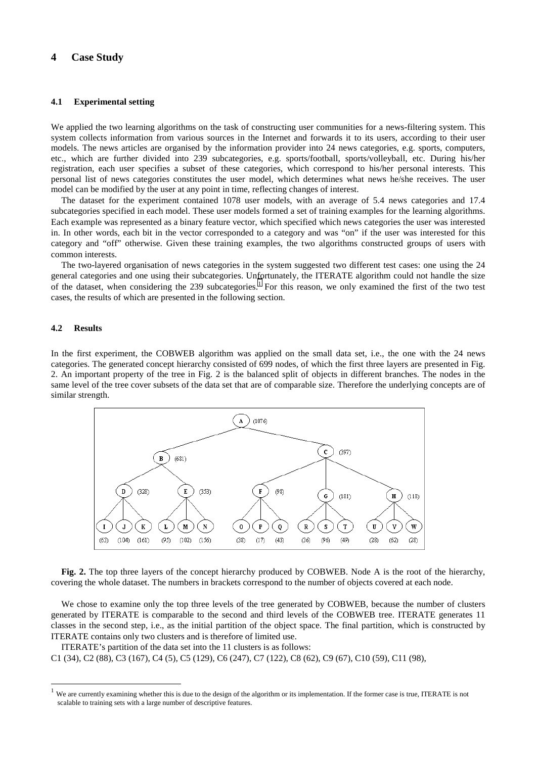## 4 Case Study

### 4.1 Experimental setting

We applied the two learning algorithms on the task of constructing user communities for a news-filtering system. This system collects information from various sources in the Internet and forwards it to its users, according to their user models. The news articles are organised by the information provider into 24 news categories, e.g. sports, computers, etc., which are further divided into 239 subcategories, e.g. sports/football, sports/volleyball, etc. During his/her registration, each user specifies a subset of these categories, which correspond to his/her personal interests. This personal list of news categories constitutes the user model, which determines what news he/she receives. The user model can be modified by the user at any point in time, reflecting changes of interest.

The dataset for the experiment contained 1078 user models, with an average of 5.4 news categories and 17.4 subcategories specified in each model. These user models formed a set of training examples for the learning algorithms. Each example was represented as a binary feature vector, which specified which news categories the user was interested in. In other words, each bit in the vector corresponded to a category and was "on" if the user was interested for this category and "off" otherwise. Given these training examples, the two algorithms constructed groups of users with common interests.

The two-layered organisation of news categories in the system suggested two different test cases: one using the 24 general categories and one using their subcategories. Unfortunately, the ITERATE algorithm could not handle the size of the dataset, when considering the 239 subcategories.[1] For this reason, we only examined the first of the two test cases, the results of which are presented in the following section.

### 4.2 Results

In the first experiment, the COBWEB algorithm was applied on the small data set, i.e., the one with the 24 news categories. The generated concept hierarchy consisted of 699 nodes, of which the first three layers are presented in Fig. 2. An important property of the tree in Fig. 2 is the balanced split of objects in different branches. The nodes in the same level of the tree cover subsets of the data set that are of comparable size. Therefore the underlying concepts are of similar strength.

**Fig. 2.** The top three layers of the concept hierarchy produced by COBWEB. Node A is the root of the hierarchy, covering the whole dataset. The numbers in brackets correspond to the number of objects covered at each node.

We chose to examine only the top three levels of the tree generated by COBWEB, because the number of clusters generated by ITERATE is comparable to the second and third levels of the COBWEB tree. ITERATE generates 11 classes in the second step, i.e., as the initial partition of the object space. The final partition, which is constructed by ITERATE contains only two clusters and is therefore of limited use.

ITERATE's partition of the data set into the 11 clusters is as follows:

C1 (34), C2 (88), C3 (167), C4 (5), C5 (129), C6 (247), C7 (122), C8 (62), C9 (67), C10 (59), C11 (98),

[1] We are currently examining whether this is due to the design of the algorithm or its implementation. If the former case is true, ITERATE is not scalable to training sets with a large number of descriptive features.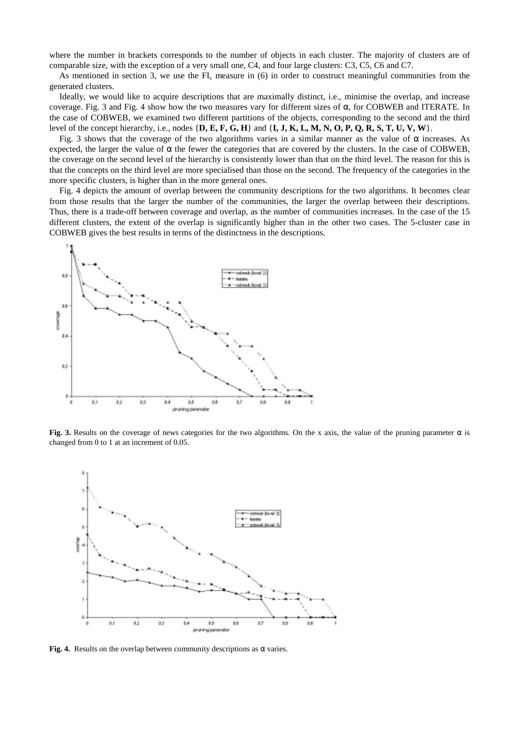where the number in brackets corresponds to the number of objects in each cluster. The majority of clusters are of comparable size, with the exception of a very small one, C4, and four large clusters: C3, C5, C6 and C7.

As mentioned in section 3, we use the $FI_c$ measure in (6) in order to construct meaningful communities from the generated clusters.

Ideally, we would like to acquire descriptions that are maximally distinct, i.e., minimise the overlap, and increase coverage. Fig. 3 and Fig. 4 show how the two measures vary for different sizes of α, for COBWEB and ITERATE. In the case of COBWEB, we examined two different partitions of the objects, corresponding to the second and the third level of the concept hierarchy, i.e., nodes {**D, E, F, G, H**} and {**I, J, K, L, M, N, O, P, Q, R, S, T, U, V, W**}.

Fig. 3 shows that the coverage of the two algorithms varies in a similar manner as the value of α increases. As expected, the larger the value of α the fewer the categories that are covered by the clusters. In the case of COBWEB, the coverage on the second level of the hierarchy is consistently lower than that on the third level. The reason for this is that the concepts on the third level are more specialised than those on the second. The frequency of the categories in the more specific clusters, is higher than in the more general ones.

Fig. 4 depicts the amount of overlap between the community descriptions for the two algorithms. It becomes clear from those results that the larger the number of the communities, the larger the overlap between their descriptions. Thus, there is a trade-off between coverage and overlap, as the number of communities increases. In the case of the 15 different clusters, the extent of the overlap is significantly higher than in the other two cases. The 5-cluster case in COBWEB gives the best results in terms of the distinctness in the descriptions.

**Fig. 3.** Results on the coverage of news categories for the two algorithms. On the x axis, the value of the pruning parameter α is changed from 0 to 1 at an increment of 0.05.

**Fig. 4.** Results on the overlap between community descriptions as α varies.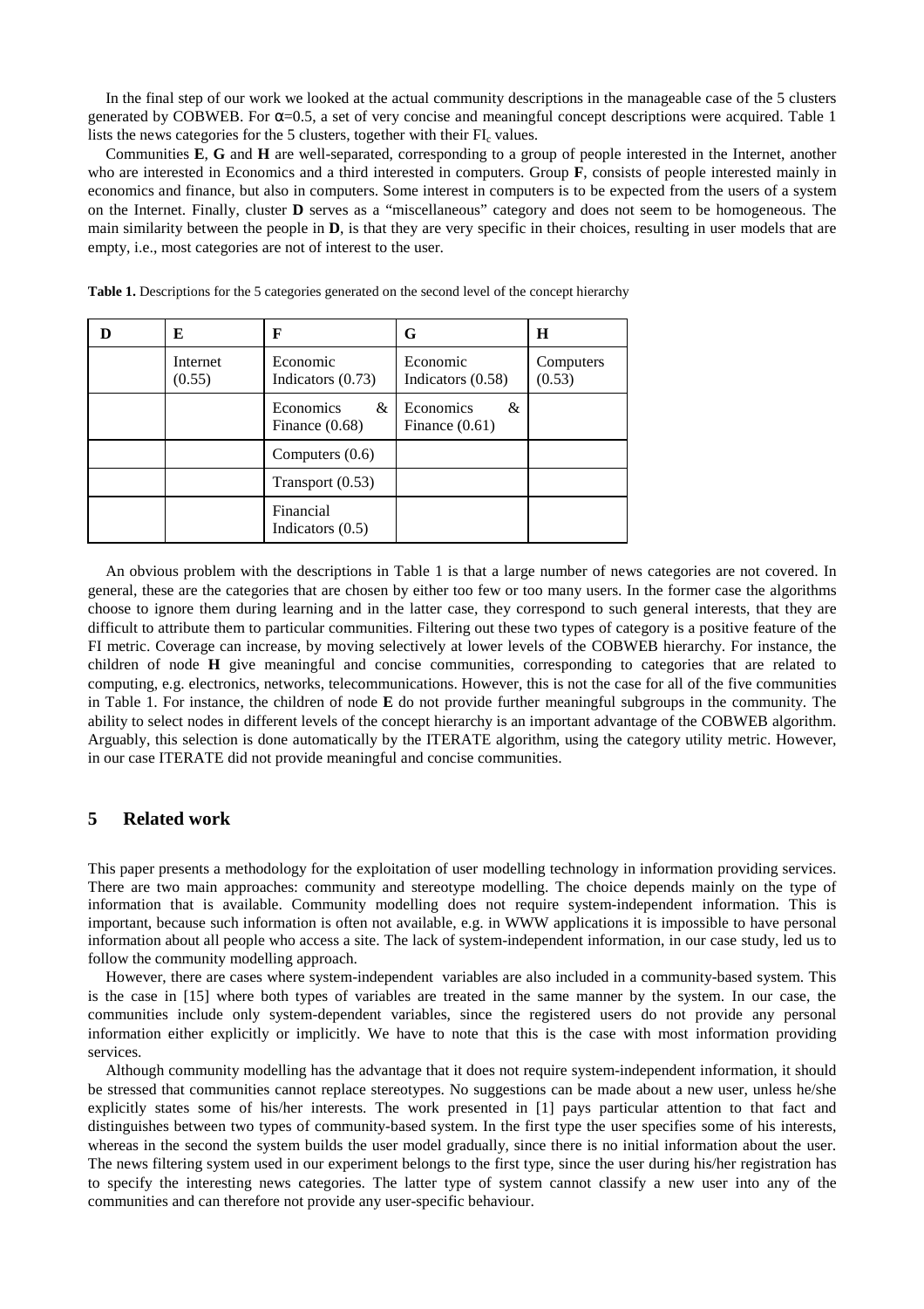In the final step of our work we looked at the actual community descriptions in the manageable case of the 5 clusters generated by COBWEB. For $\alpha$=0.5, a set of very concise and meaningful concept descriptions were acquired. Table 1 lists the news categories for the 5 clusters, together with their $FI_c$ values.

Communities **E**, **G** and **H** are well-separated, corresponding to a group of people interested in the Internet, another who are interested in Economics and a third interested in computers. Group **F**, consists of people interested mainly in economics and finance, but also in computers. Some interest in computers is to be expected from the users of a system on the Internet. Finally, cluster **D** serves as a "miscellaneous" category and does not seem to be homogeneous. The main similarity between the people in **D**, is that they are very specific in their choices, resulting in user models that are empty, i.e., most categories are not of interest to the user.

**Table 1.** Descriptions for the 5 categories generated on the second level of the concept hierarchy

| D | E | F | G | H |
|---|---|---|---|---|
| | Internet (0.55) | Economic Indicators (0.73) | Economic Indicators (0.58) | Computers (0.53) |
| | | Economics & Finance (0.68) | Economics & Finance (0.61) | |
| | | Computers (0.6) | | |
| | | Transport (0.53) | | |
| | | Financial Indicators (0.5) | | |

An obvious problem with the descriptions in Table 1 is that a large number of news categories are not covered. In general, these are the categories that are chosen by either too few or too many users. In the former case the algorithms choose to ignore them during learning and in the latter case, they correspond to such general interests, that they are difficult to attribute them to particular communities. Filtering out these two types of category is a positive feature of the FI metric. Coverage can increase, by moving selectively at lower levels of the COBWEB hierarchy. For instance, the children of node **H** give meaningful and concise communities, corresponding to categories that are related to computing, e.g. electronics, networks, telecommunications. However, this is not the case for all of the five communities in Table 1. For instance, the children of node **E** do not provide further meaningful subgroups in the community. The ability to select nodes in different levels of the concept hierarchy is an important advantage of the COBWEB algorithm. Arguably, this selection is done automatically by the ITERATE algorithm, using the category utility metric. However, in our case ITERATE did not provide meaningful and concise communities.

## 5 Related work

This paper presents a methodology for the exploitation of user modelling technology in information providing services. There are two main approaches: community and stereotype modelling. The choice depends mainly on the type of information that is available. Community modelling does not require system-independent information. This is important, because such information is often not available, e.g. in WWW applications it is impossible to have personal information about all people who access a site. The lack of system-independent information, in our case study, led us to follow the community modelling approach.

However, there are cases where system-independent variables are also included in a community-based system. This is the case in [15] where both types of variables are treated in the same manner by the system. In our case, the communities include only system-dependent variables, since the registered users do not provide any personal information either explicitly or implicitly. We have to note that this is the case with most information providing services.

Although community modelling has the advantage that it does not require system-independent information, it should be stressed that communities cannot replace stereotypes. No suggestions can be made about a new user, unless he/she explicitly states some of his/her interests. The work presented in [1] pays particular attention to that fact and distinguishes between two types of community-based system. In the first type the user specifies some of his interests, whereas in the second the system builds the user model gradually, since there is no initial information about the user. The news filtering system used in our experiment belongs to the first type, since the user during his/her registration has to specify the interesting news categories. The latter type of system cannot classify a new user into any of the communities and can therefore not provide any user-specific behaviour.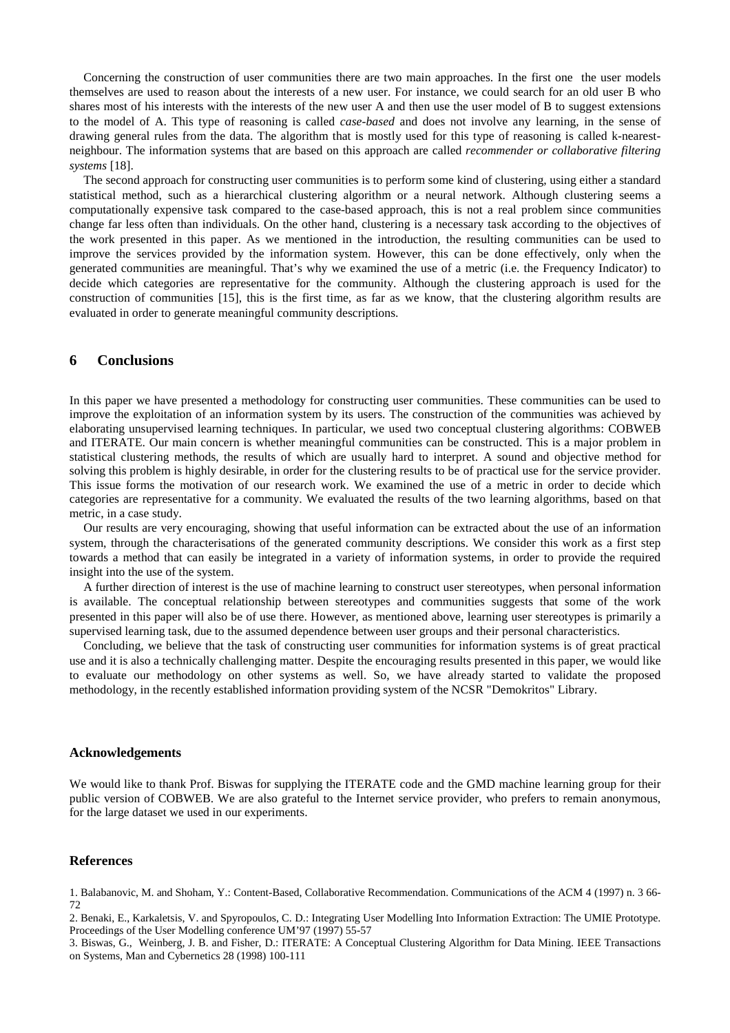Concerning the construction of user communities there are two main approaches. In the first one the user models themselves are used to reason about the interests of a new user. For instance, we could search for an old user B who shares most of his interests with the interests of the new user A and then use the user model of B to suggest extensions to the model of A. This type of reasoning is called *case-based* and does not involve any learning, in the sense of drawing general rules from the data. The algorithm that is mostly used for this type of reasoning is called k-nearest-neighbour. The information systems that are based on this approach are called *recommender or collaborative filtering systems* [18].

The second approach for constructing user communities is to perform some kind of clustering, using either a standard statistical method, such as a hierarchical clustering algorithm or a neural network. Although clustering seems a computationally expensive task compared to the case-based approach, this is not a real problem since communities change far less often than individuals. On the other hand, clustering is a necessary task according to the objectives of the work presented in this paper. As we mentioned in the introduction, the resulting communities can be used to improve the services provided by the information system. However, this can be done effectively, only when the generated communities are meaningful. That's why we examined the use of a metric (i.e. the Frequency Indicator) to decide which categories are representative for the community. Although the clustering approach is used for the construction of communities [15], this is the first time, as far as we know, that the clustering algorithm results are evaluated in order to generate meaningful community descriptions.

## 6 Conclusions

In this paper we have presented a methodology for constructing user communities. These communities can be used to improve the exploitation of an information system by its users. The construction of the communities was achieved by elaborating unsupervised learning techniques. In particular, we used two conceptual clustering algorithms: COBWEB and ITERATE. Our main concern is whether meaningful communities can be constructed. This is a major problem in statistical clustering methods, the results of which are usually hard to interpret. A sound and objective method for solving this problem is highly desirable, in order for the clustering results to be of practical use for the service provider. This issue forms the motivation of our research work. We examined the use of a metric in order to decide which categories are representative for a community. We evaluated the results of the two learning algorithms, based on that metric, in a case study.

Our results are very encouraging, showing that useful information can be extracted about the use of an information system, through the characterisations of the generated community descriptions. We consider this work as a first step towards a method that can easily be integrated in a variety of information systems, in order to provide the required insight into the use of the system.

A further direction of interest is the use of machine learning to construct user stereotypes, when personal information is available. The conceptual relationship between stereotypes and communities suggests that some of the work presented in this paper will also be of use there. However, as mentioned above, learning user stereotypes is primarily a supervised learning task, due to the assumed dependence between user groups and their personal characteristics.

Concluding, we believe that the task of constructing user communities for information systems is of great practical use and it is also a technically challenging matter. Despite the encouraging results presented in this paper, we would like to evaluate our methodology on other systems as well. So, we have already started to validate the proposed methodology, in the recently established information providing system of the NCSR "Demokritos" Library.

### Acknowledgements

We would like to thank Prof. Biswas for supplying the ITERATE code and the GMD machine learning group for their public version of COBWEB. We are also grateful to the Internet service provider, who prefers to remain anonymous, for the large dataset we used in our experiments.

### References

1. Balabanovic, M. and Shoham, Y.: Content-Based, Collaborative Recommendation. Communications of the ACM 4 (1997) n. 3 66-72
2. Benaki, E., Karkaletsis, V. and Spyropoulos, C. D.: Integrating User Modelling Into Information Extraction: The UMIE Prototype. Proceedings of the User Modelling conference UM'97 (1997) 55-57
3. Biswas, G., Weinberg, J. B. and Fisher, D.: ITERATE: A Conceptual Clustering Algorithm for Data Mining. IEEE Transactions on Systems, Man and Cybernetics 28 (1998) 100-111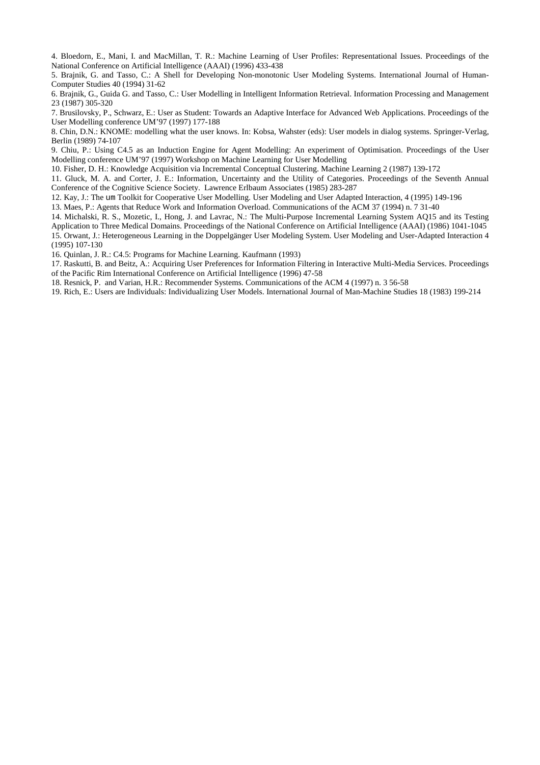4. Bloedorn, E., Mani, I. and MacMillan, T. R.: Machine Learning of User Profiles: Representational Issues. Proceedings of the National Conference on Artificial Intelligence (AAAI) (1996) 433-438

5. Brajnik, G. and Tasso, C.: A Shell for Developing Non-monotonic User Modeling Systems. International Journal of Human-Computer Studies 40 (1994) 31-62

6. Brajnik, G., Guida G. and Tasso, C.: User Modelling in Intelligent Information Retrieval. Information Processing and Management 23 (1987) 305-320

7. Brusilovsky, P., Schwarz, E.: User as Student: Towards an Adaptive Interface for Advanced Web Applications. Proceedings of the User Modelling conference UM'97 (1997) 177-188

8. Chin, D.N.: KNOME: modelling what the user knows. In: Kobsa, Wahster (eds): User models in dialog systems. Springer-Verlag, Berlin (1989) 74-107

9. Chiu, P.: Using C4.5 as an Induction Engine for Agent Modelling: An experiment of Optimisation. Proceedings of the User Modelling conference UM'97 (1997) Workshop on Machine Learning for User Modelling

10. Fisher, D. H.: Knowledge Acquisition via Incremental Conceptual Clustering. Machine Learning 2 (1987) 139-172

11. Gluck, M. A. and Corter, J. E.: Information, Uncertainty and the Utility of Categories. Proceedings of the Seventh Annual Conference of the Cognitive Science Society. Lawrence Erlbaum Associates (1985) 283-287

12. Kay, J.: The um Toolkit for Cooperative User Modelling. User Modeling and User Adapted Interaction, 4 (1995) 149-196

13. Maes, P.: Agents that Reduce Work and Information Overload. Communications of the ACM 37 (1994) n. 7 31-40

14. Michalski, R. S., Mozetic, I., Hong, J. and Lavrac, N.: The Multi-Purpose Incremental Learning System AQ15 and its Testing Application to Three Medical Domains. Proceedings of the National Conference on Artificial Intelligence (AAAI) (1986) 1041-1045

15. Orwant, J.: Heterogeneous Learning in the Doppelgänger User Modeling System. User Modeling and User-Adapted Interaction 4 (1995) 107-130

16. Quinlan, J. R.: C4.5: Programs for Machine Learning. Kaufmann (1993)

17. Raskutti, B. and Beitz, A.: Acquiring User Preferences for Information Filtering in Interactive Multi-Media Services. Proceedings of the Pacific Rim International Conference on Artificial Intelligence (1996) 47-58

18. Resnick, P. and Varian, H.R.: Recommender Systems. Communications of the ACM 4 (1997) n. 3 56-58

19. Rich, E.: Users are Individuals: Individualizing User Models. International Journal of Man-Machine Studies 18 (1983) 199-214